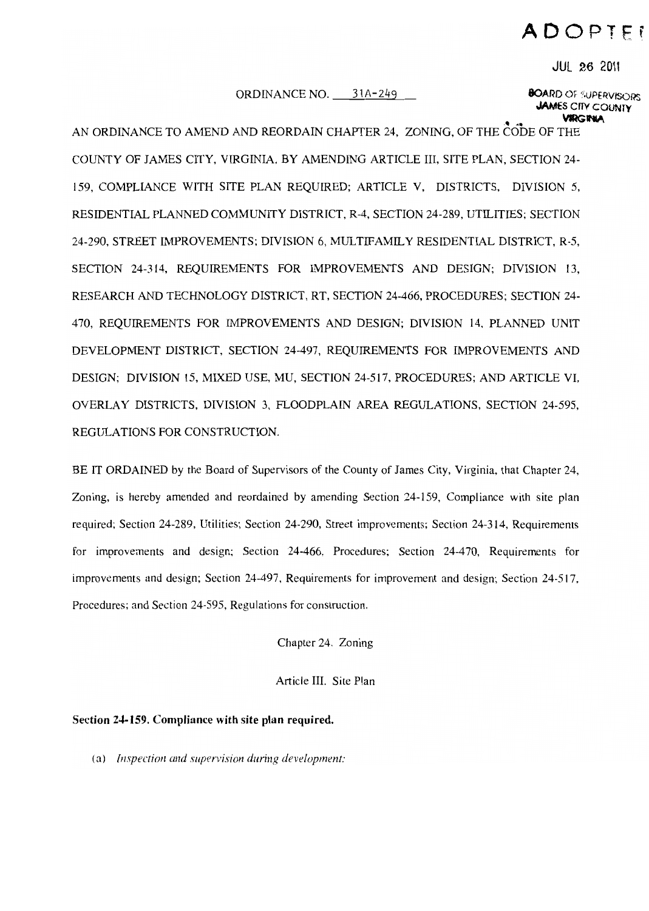ADOPTED

JUL 26 2011

BOARD OF SUPERVISORS
JAMES CITY COUNTY
VIRGINIA

ORDINANCE NO. 31A-249

AN ORDINANCE TO AMEND AND REORDAIN CHAPTER 24, ZONING, OF THE CODE OF THE COUNTY OF JAMES CITY, VIRGINIA, BY AMENDING ARTICLE III, SITE PLAN, SECTION 24-159, COMPLIANCE WITH SITE PLAN REQUIRED; ARTICLE V, DISTRICTS, DIVISION 5, RESIDENTIAL PLANNED COMMUNITY DISTRICT, R-4, SECTION 24-289, UTILITIES; SECTION 24-290, STREET IMPROVEMENTS; DIVISION 6, MULTIFAMILY RESIDENTIAL DISTRICT, R-5, SECTION 24-314, REQUIREMENTS FOR IMPROVEMENTS AND DESIGN; DIVISION 13, RESEARCH AND TECHNOLOGY DISTRICT, RT, SECTION 24-466, PROCEDURES; SECTION 24-470, REQUIREMENTS FOR IMPROVEMENTS AND DESIGN; DIVISION 14, PLANNED UNIT DEVELOPMENT DISTRICT, SECTION 24-497, REQUIREMENTS FOR IMPROVEMENTS AND DESIGN; DIVISION 15, MIXED USE, MU, SECTION 24-517, PROCEDURES; AND ARTICLE VI, OVERLAY DISTRICTS, DIVISION 3, FLOODPLAIN AREA REGULATIONS, SECTION 24-595, REGULATIONS FOR CONSTRUCTION.

BE IT ORDAINED by the Board of Supervisors of the County of James City, Virginia, that Chapter 24, Zoning, is hereby amended and reordained by amending Section 24-159, Compliance with site plan required; Section 24-289, Utilities; Section 24-290, Street improvements; Section 24-314, Requirements for improvements and design; Section 24-466, Procedures; Section 24-470, Requirements for improvements and design; Section 24-497, Requirements for improvement and design; Section 24-517, Procedures; and Section 24-595, Regulations for construction.

Chapter 24. Zoning

Article III. Site Plan

**Section 24-159. Compliance with site plan required.**

(a) *Inspection and supervision during development:*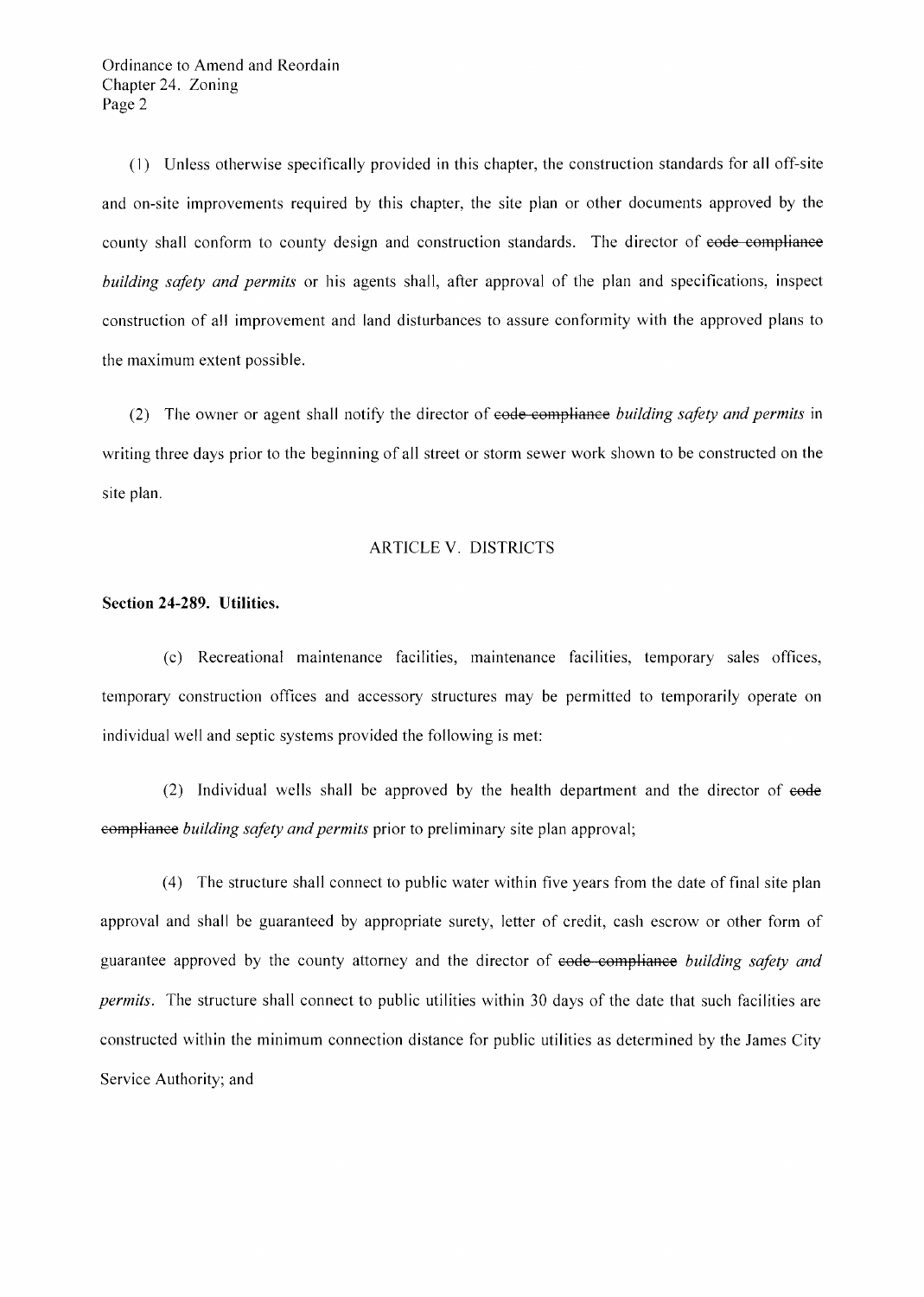(1) Unless otherwise specifically provided in this chapter, the construction standards for all off-site and on-site improvements required by this chapter, the site plan or other documents approved by the county shall conform to county design and construction standards. The director of ~~code compliance~~ *building safety and permits* or his agents shall, after approval of the plan and specifications, inspect construction of all improvement and land disturbances to assure conformity with the approved plans to the maximum extent possible.

(2) The owner or agent shall notify the director of ~~code compliance~~ *building safety and permits* in writing three days prior to the beginning of all street or storm sewer work shown to be constructed on the site plan.

ARTICLE V. DISTRICTS

**Section 24-289. Utilities.**

(c) Recreational maintenance facilities, maintenance facilities, temporary sales offices, temporary construction offices and accessory structures may be permitted to temporarily operate on individual well and septic systems provided the following is met:

(2) Individual wells shall be approved by the health department and the director of ~~code compliance~~ *building safety and permits* prior to preliminary site plan approval;

(4) The structure shall connect to public water within five years from the date of final site plan approval and shall be guaranteed by appropriate surety, letter of credit, cash escrow or other form of guarantee approved by the county attorney and the director of ~~code compliance~~ *building safety and permits*. The structure shall connect to public utilities within 30 days of the date that such facilities are constructed within the minimum connection distance for public utilities as determined by the James City Service Authority; and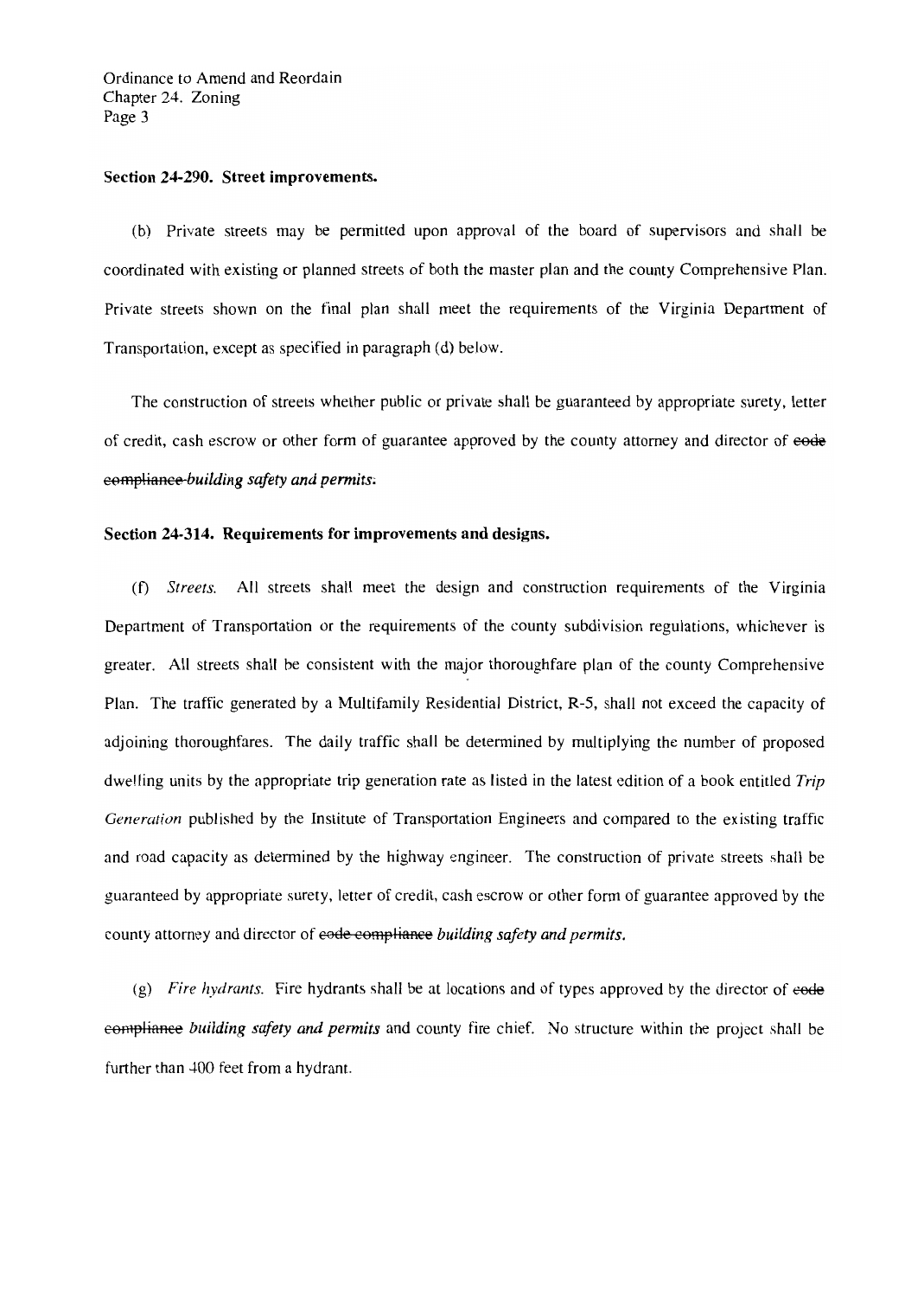**Section 24-290. Street improvements.**

(b) Private streets may be permitted upon approval of the board of supervisors and shall be coordinated with existing or planned streets of both the master plan and the county Comprehensive Plan. Private streets shown on the final plan shall meet the requirements of the Virginia Department of Transportation, except as specified in paragraph (d) below.

The construction of streets whether public or private shall be guaranteed by appropriate surety, letter of credit, cash escrow or other form of guarantee approved by the county attorney and director of ~~code compliance~~ *building safety and permits*.

**Section 24-314. Requirements for improvements and designs.**

(f) *Streets.* All streets shall meet the design and construction requirements of the Virginia Department of Transportation or the requirements of the county subdivision regulations, whichever is greater. All streets shall be consistent with the major thoroughfare plan of the county Comprehensive Plan. The traffic generated by a Multifamily Residential District, R-5, shall not exceed the capacity of adjoining thoroughfares. The daily traffic shall be determined by multiplying the number of proposed dwelling units by the appropriate trip generation rate as listed in the latest edition of a book entitled *Trip Generation* published by the Institute of Transportation Engineers and compared to the existing traffic and road capacity as determined by the highway engineer. The construction of private streets shall be guaranteed by appropriate surety, letter of credit, cash escrow or other form of guarantee approved by the county attorney and director of ~~code compliance~~ *building safety and permits.*

(g) *Fire hydrants.* Fire hydrants shall be at locations and of types approved by the director of ~~code compliance~~ *building safety and permits* and county fire chief. No structure within the project shall be further than 400 feet from a hydrant.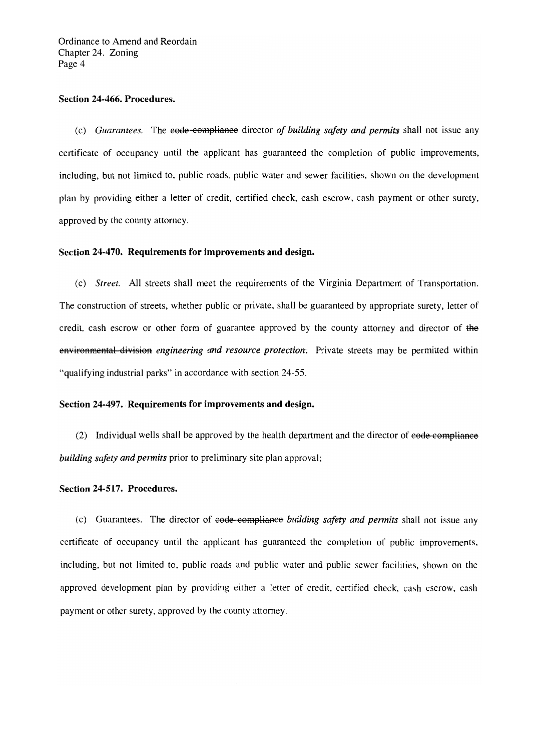**Section 24-466. Procedures.**

(c) *Guarantees.* The ~~code compliance~~ director *of building safety and permits* shall not issue any certificate of occupancy until the applicant has guaranteed the completion of public improvements, including, but not limited to, public roads, public water and sewer facilities, shown on the development plan by providing either a letter of credit, certified check, cash escrow, cash payment or other surety, approved by the county attorney.

**Section 24-470. Requirements for improvements and design.**

(c) *Street.* All streets shall meet the requirements of the Virginia Department of Transportation. The construction of streets, whether public or private, shall be guaranteed by appropriate surety, letter of credit, cash escrow or other form of guarantee approved by the county attorney and director of ~~the environmental division~~ *engineering and resource protection*. Private streets may be permitted within "qualifying industrial parks" in accordance with section 24-55.

**Section 24-497. Requirements for improvements and design.**

(2) Individual wells shall be approved by the health department and the director of ~~code compliance~~ *building safety and permits* prior to preliminary site plan approval;

**Section 24-517. Procedures.**

(c) Guarantees. The director of ~~code compliance~~ *building safety and permits* shall not issue any certificate of occupancy until the applicant has guaranteed the completion of public improvements, including, but not limited to, public roads and public water and public sewer facilities, shown on the approved development plan by providing either a letter of credit, certified check, cash escrow, cash payment or other surety, approved by the county attorney.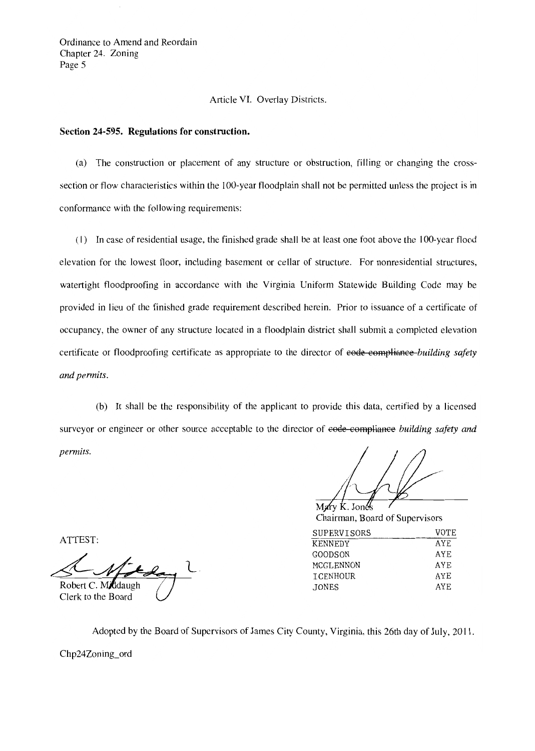Ordinance to Amend and Reordain
Chapter 24. Zoning

Article VI. Overlay Districts.

**Section 24-595. Regulations for construction.**

(a) The construction or placement of any structure or obstruction, filling or changing the cross-section or flow characteristics within the 100-year floodplain shall not be permitted unless the project is in conformance with the following requirements:

(1) In case of residential usage, the finished grade shall be at least one foot above the 100-year flood elevation for the lowest floor, including basement or cellar of structure. For nonresidential structures, watertight floodproofing in accordance with the Virginia Uniform Statewide Building Code may be provided in lieu of the finished grade requirement described herein. Prior to issuance of a certificate of occupancy, the owner of any structure located in a floodplain district shall submit a completed elevation certificate or floodproofing certificate as appropriate to the director of ~~code compliance~~ *building safety and permits*.

(b) It shall be the responsibility of the applicant to provide this data, certified by a licensed surveyor or engineer or other source acceptable to the director of ~~code compliance~~ *building safety and permits*.

Mary K. Jones
Chairman, Board of Supervisors

| SUPERVISORS | VOTE |
| --- | --- |
| KENNEDY | AYE |
| GOODSON | AYE |
| MCGLENNON | AYE |
| ICENHOUR | AYE |
| JONES | AYE |

ATTEST:

Robert C. Middaugh
Clerk to the Board

Adopted by the Board of Supervisors of James City County, Virginia, this 26th day of July, 2011.

Chp24Zoning_ord